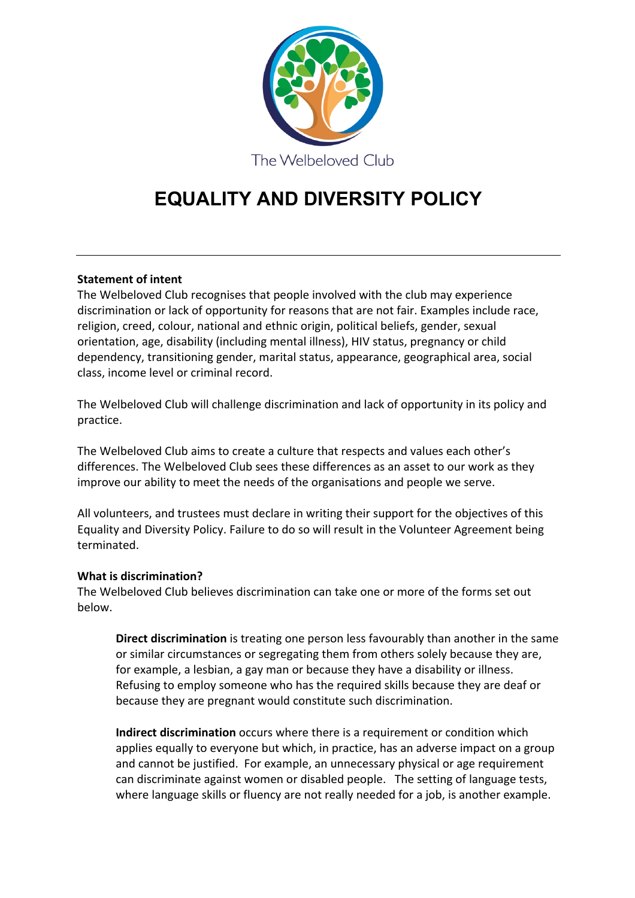The Welbeloved Club

# EQUALITY AND DIVERSITY POLICY

---

**Statement of intent**

The Welbeloved Club recognises that people involved with the club may experience discrimination or lack of opportunity for reasons that are not fair. Examples include race, religion, creed, colour, national and ethnic origin, political beliefs, gender, sexual orientation, age, disability (including mental illness), HIV status, pregnancy or child dependency, transitioning gender, marital status, appearance, geographical area, social class, income level or criminal record.

The Welbeloved Club will challenge discrimination and lack of opportunity in its policy and practice.

The Welbeloved Club aims to create a culture that respects and values each other's differences. The Welbeloved Club sees these differences as an asset to our work as they improve our ability to meet the needs of the organisations and people we serve.

All volunteers, and trustees must declare in writing their support for the objectives of this Equality and Diversity Policy. Failure to do so will result in the Volunteer Agreement being terminated.

**What is discrimination?**

The Welbeloved Club believes discrimination can take one or more of the forms set out below.

> **Direct discrimination** is treating one person less favourably than another in the same or similar circumstances or segregating them from others solely because they are, for example, a lesbian, a gay man or because they have a disability or illness. Refusing to employ someone who has the required skills because they are deaf or because they are pregnant would constitute such discrimination.
>
> **Indirect discrimination** occurs where there is a requirement or condition which applies equally to everyone but which, in practice, has an adverse impact on a group and cannot be justified. For example, an unnecessary physical or age requirement can discriminate against women or disabled people. The setting of language tests, where language skills or fluency are not really needed for a job, is another example.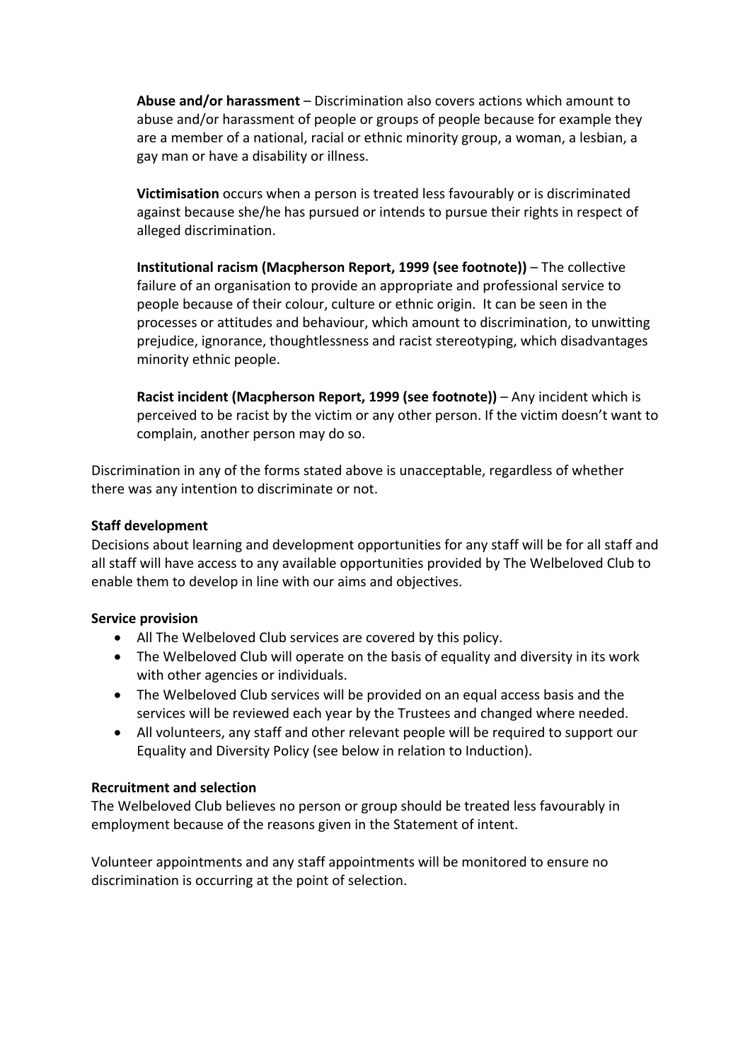**Abuse and/or harassment** – Discrimination also covers actions which amount to abuse and/or harassment of people or groups of people because for example they are a member of a national, racial or ethnic minority group, a woman, a lesbian, a gay man or have a disability or illness.

**Victimisation** occurs when a person is treated less favourably or is discriminated against because she/he has pursued or intends to pursue their rights in respect of alleged discrimination.

**Institutional racism (Macpherson Report, 1999 (see footnote))** – The collective failure of an organisation to provide an appropriate and professional service to people because of their colour, culture or ethnic origin. It can be seen in the processes or attitudes and behaviour, which amount to discrimination, to unwitting prejudice, ignorance, thoughtlessness and racist stereotyping, which disadvantages minority ethnic people.

**Racist incident (Macpherson Report, 1999 (see footnote))** – Any incident which is perceived to be racist by the victim or any other person. If the victim doesn't want to complain, another person may do so.

Discrimination in any of the forms stated above is unacceptable, regardless of whether there was any intention to discriminate or not.

**Staff development**
Decisions about learning and development opportunities for any staff will be for all staff and all staff will have access to any available opportunities provided by The Welbeloved Club to enable them to develop in line with our aims and objectives.

**Service provision**

- All The Welbeloved Club services are covered by this policy.
- The Welbeloved Club will operate on the basis of equality and diversity in its work with other agencies or individuals.
- The Welbeloved Club services will be provided on an equal access basis and the services will be reviewed each year by the Trustees and changed where needed.
- All volunteers, any staff and other relevant people will be required to support our Equality and Diversity Policy (see below in relation to Induction).

**Recruitment and selection**
The Welbeloved Club believes no person or group should be treated less favourably in employment because of the reasons given in the Statement of intent.

Volunteer appointments and any staff appointments will be monitored to ensure no discrimination is occurring at the point of selection.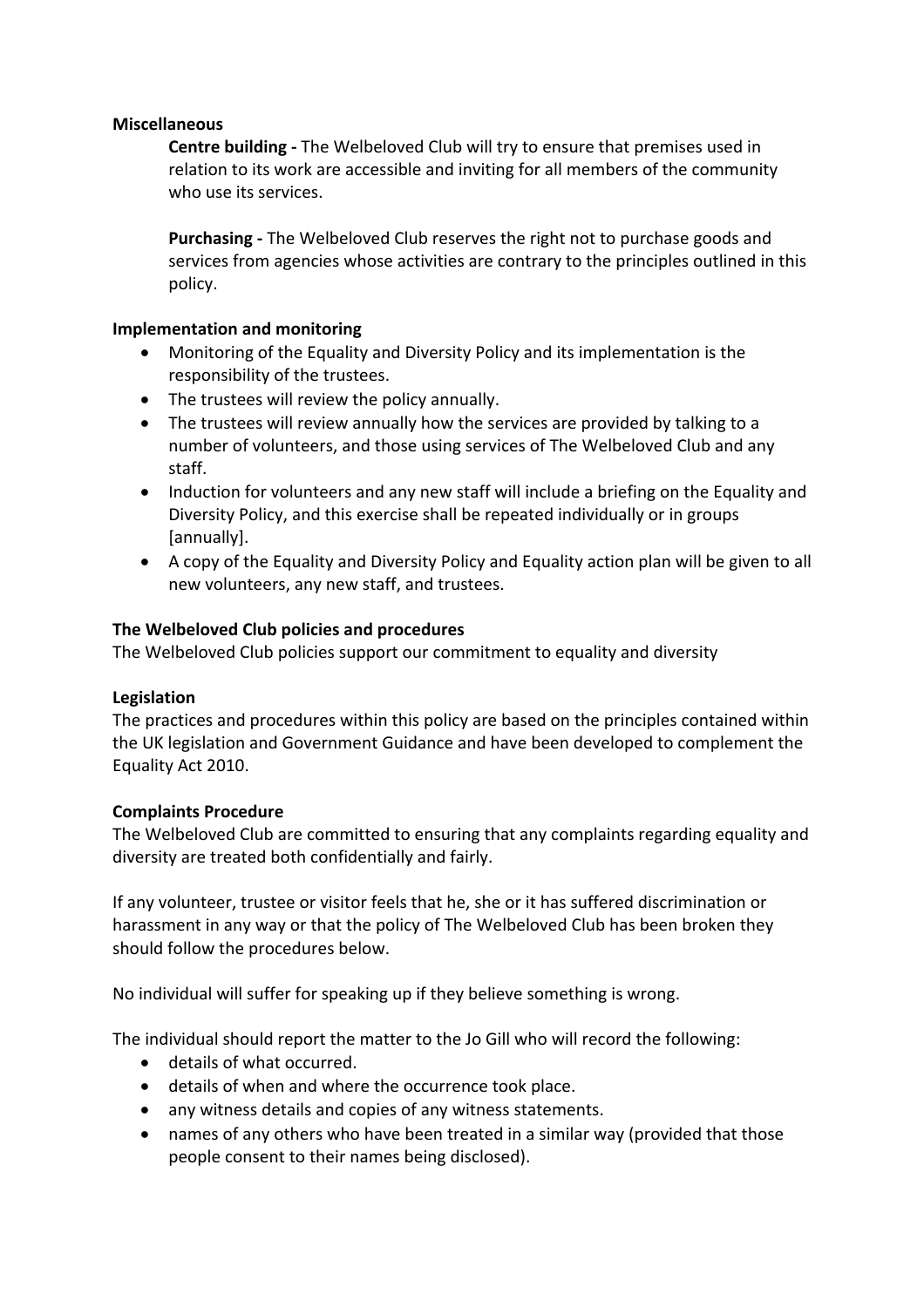**Miscellaneous**

**Centre building -** The Welbeloved Club will try to ensure that premises used in relation to its work are accessible and inviting for all members of the community who use its services.

**Purchasing -** The Welbeloved Club reserves the right not to purchase goods and services from agencies whose activities are contrary to the principles outlined in this policy.

**Implementation and monitoring**

- Monitoring of the Equality and Diversity Policy and its implementation is the responsibility of the trustees.
- The trustees will review the policy annually.
- The trustees will review annually how the services are provided by talking to a number of volunteers, and those using services of The Welbeloved Club and any staff.
- Induction for volunteers and any new staff will include a briefing on the Equality and Diversity Policy, and this exercise shall be repeated individually or in groups [annually].
- A copy of the Equality and Diversity Policy and Equality action plan will be given to all new volunteers, any new staff, and trustees.

**The Welbeloved Club policies and procedures**

The Welbeloved Club policies support our commitment to equality and diversity

**Legislation**

The practices and procedures within this policy are based on the principles contained within the UK legislation and Government Guidance and have been developed to complement the Equality Act 2010.

**Complaints Procedure**

The Welbeloved Club are committed to ensuring that any complaints regarding equality and diversity are treated both confidentially and fairly.

If any volunteer, trustee or visitor feels that he, she or it has suffered discrimination or harassment in any way or that the policy of The Welbeloved Club has been broken they should follow the procedures below.

No individual will suffer for speaking up if they believe something is wrong.

The individual should report the matter to the Jo Gill who will record the following:

- details of what occurred.
- details of when and where the occurrence took place.
- any witness details and copies of any witness statements.
- names of any others who have been treated in a similar way (provided that those people consent to their names being disclosed).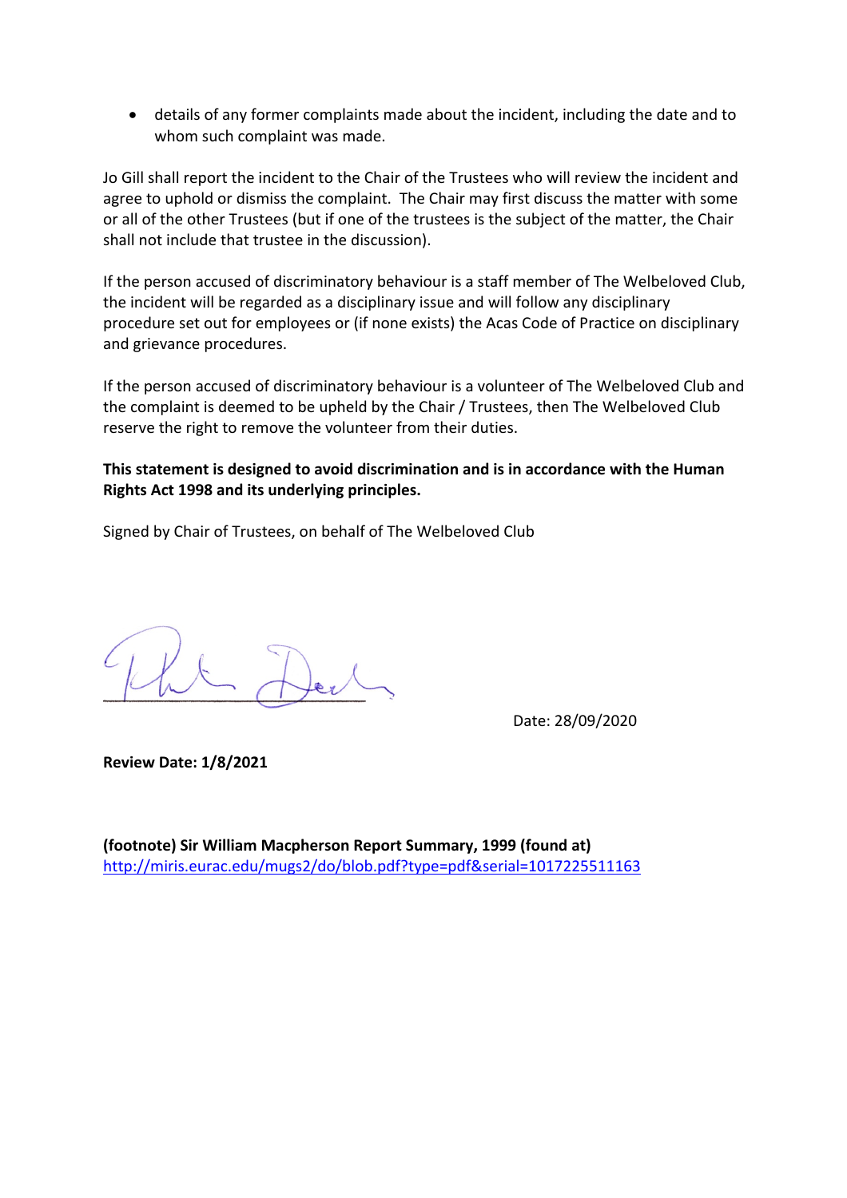- details of any former complaints made about the incident, including the date and to whom such complaint was made.

Jo Gill shall report the incident to the Chair of the Trustees who will review the incident and agree to uphold or dismiss the complaint. The Chair may first discuss the matter with some or all of the other Trustees (but if one of the trustees is the subject of the matter, the Chair shall not include that trustee in the discussion).

If the person accused of discriminatory behaviour is a staff member of The Welbeloved Club, the incident will be regarded as a disciplinary issue and will follow any disciplinary procedure set out for employees or (if none exists) the Acas Code of Practice on disciplinary and grievance procedures.

If the person accused of discriminatory behaviour is a volunteer of The Welbeloved Club and the complaint is deemed to be upheld by the Chair / Trustees, then The Welbeloved Club reserve the right to remove the volunteer from their duties.

**This statement is designed to avoid discrimination and is in accordance with the Human Rights Act 1998 and its underlying principles.**

Signed by Chair of Trustees, on behalf of The Welbeloved Club

Date: 28/09/2020

**Review Date: 1/8/2021**

**(footnote) Sir William Macpherson Report Summary, 1999 (found at)**
http://miris.eurac.edu/mugs2/do/blob.pdf?type=pdf&serial=1017225511163